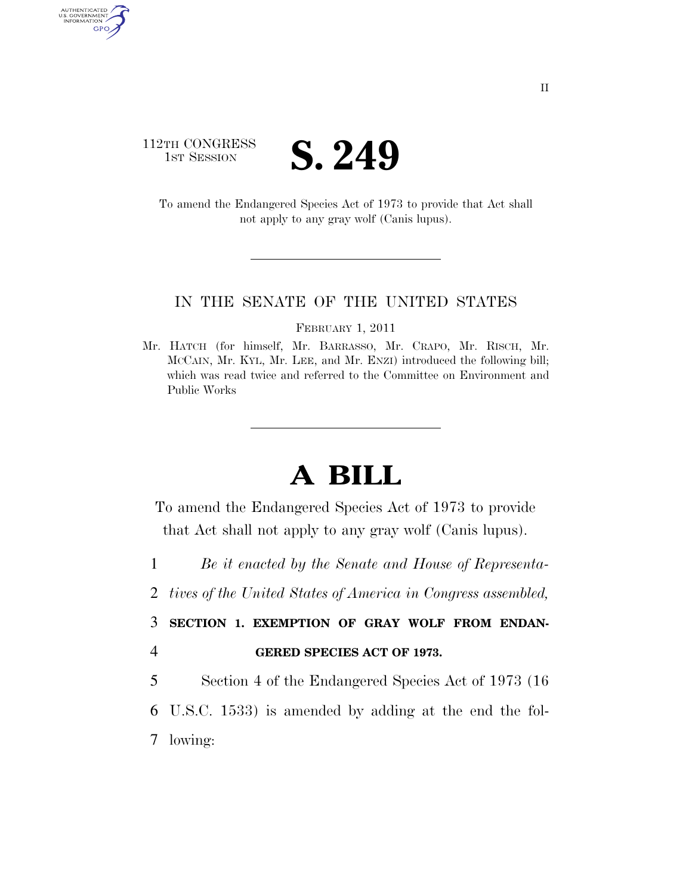112TH CONGRESS
1ST SESSION

# S. 249

To amend the Endangered Species Act of 1973 to provide that Act shall not apply to any gray wolf (Canis lupus).

IN THE SENATE OF THE UNITED STATES

FEBRUARY 1, 2011

Mr. HATCH (for himself, Mr. BARRASSO, Mr. CRAPO, Mr. RISCH, Mr. MCCAIN, Mr. KYL, Mr. LEE, and Mr. ENZI) introduced the following bill; which was read twice and referred to the Committee on Environment and Public Works

# A BILL

To amend the Endangered Species Act of 1973 to provide that Act shall not apply to any gray wolf (Canis lupus).

1 *Be it enacted by the Senate and House of Representa-*
2 *tives of the United States of America in Congress assembled,*

3 **SECTION 1. EXEMPTION OF GRAY WOLF FROM ENDAN-**
4 **GERED SPECIES ACT OF 1973.**

5 Section 4 of the Endangered Species Act of 1973 (16
6 U.S.C. 1533) is amended by adding at the end the fol-
7 lowing: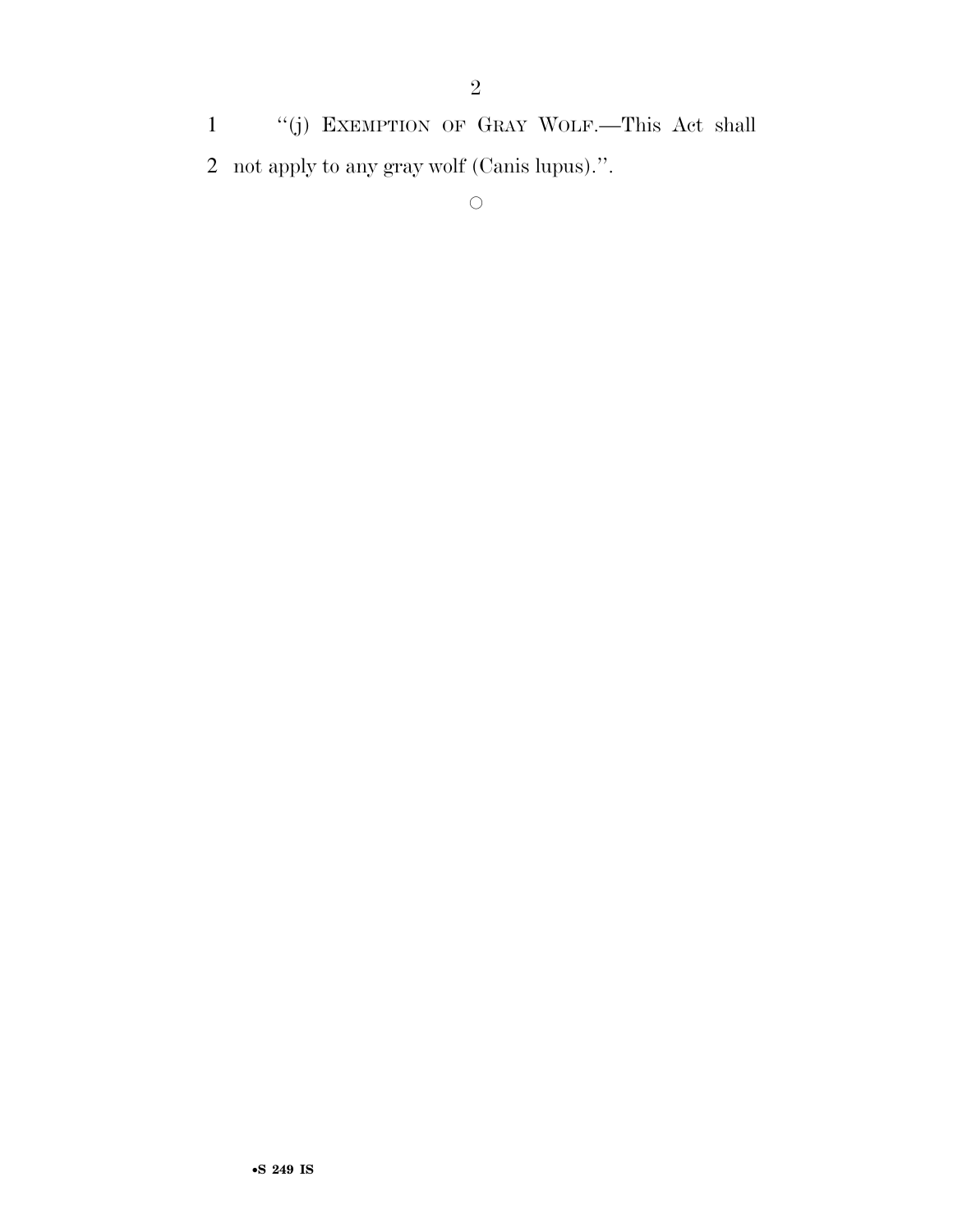"(j) EXEMPTION OF GRAY WOLF.—This Act shall not apply to any gray wolf (Canis lupus).".